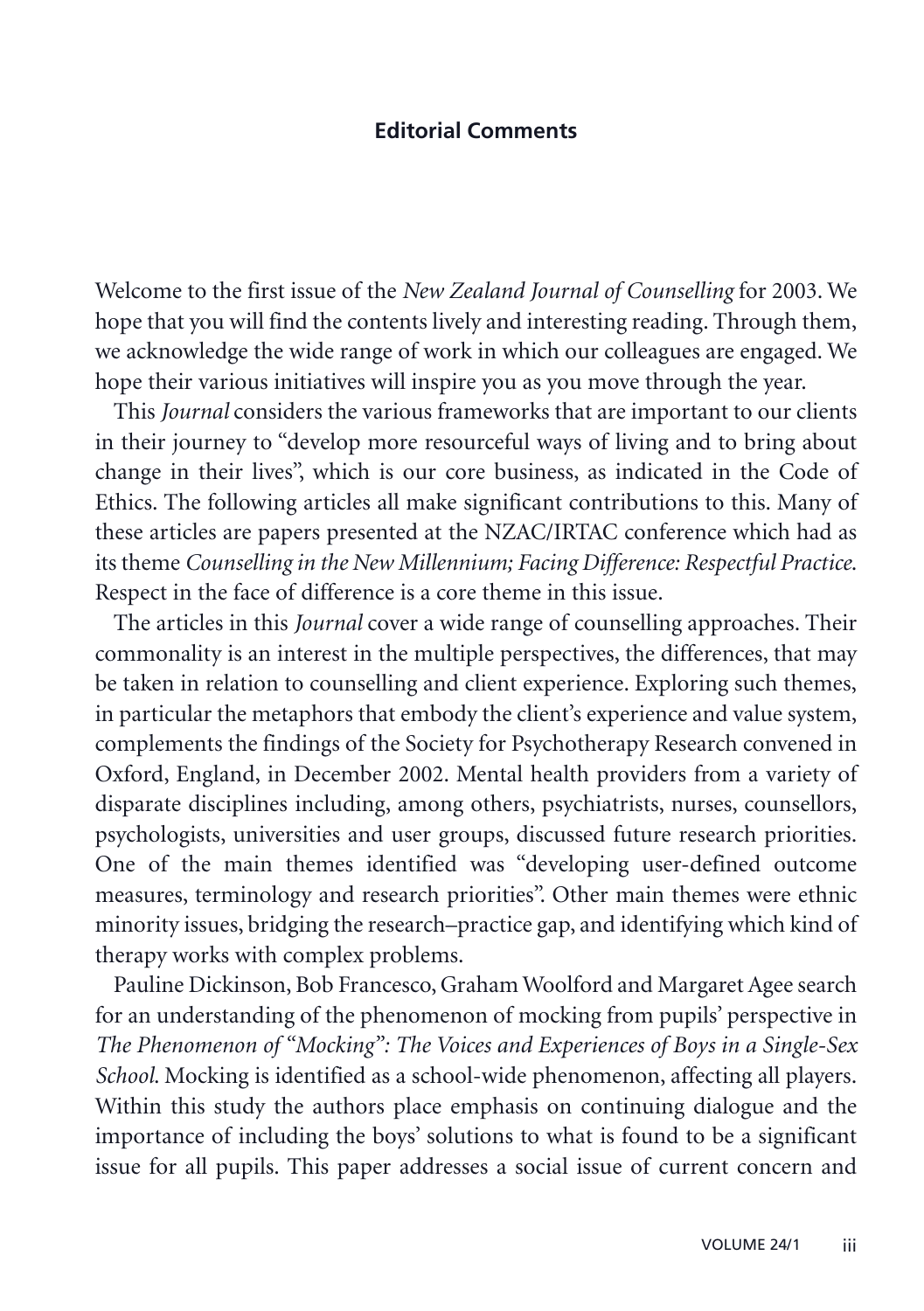## Editorial Comments

Welcome to the first issue of the *New Zealand Journal of Counselling* for 2003. We hope that you will find the contents lively and interesting reading. Through them, we acknowledge the wide range of work in which our colleagues are engaged. We hope their various initiatives will inspire you as you move through the year.

This *Journal* considers the various frameworks that are important to our clients in their journey to "develop more resourceful ways of living and to bring about change in their lives", which is our core business, as indicated in the Code of Ethics. The following articles all make significant contributions to this. Many of these articles are papers presented at the NZAC/IRTAC conference which had as its theme *Counselling in the New Millennium; Facing Difference: Respectful Practice.* Respect in the face of difference is a core theme in this issue.

The articles in this *Journal* cover a wide range of counselling approaches. Their commonality is an interest in the multiple perspectives, the differences, that may be taken in relation to counselling and client experience. Exploring such themes, in particular the metaphors that embody the client's experience and value system, complements the findings of the Society for Psychotherapy Research convened in Oxford, England, in December 2002. Mental health providers from a variety of disparate disciplines including, among others, psychiatrists, nurses, counsellors, psychologists, universities and user groups, discussed future research priorities. One of the main themes identified was "developing user-defined outcome measures, terminology and research priorities". Other main themes were ethnic minority issues, bridging the research–practice gap, and identifying which kind of therapy works with complex problems.

Pauline Dickinson, Bob Francesco, Graham Woolford and Margaret Agee search for an understanding of the phenomenon of mocking from pupils' perspective in *The Phenomenon of "Mocking": The Voices and Experiences of Boys in a Single-Sex School.* Mocking is identified as a school-wide phenomenon, affecting all players. Within this study the authors place emphasis on continuing dialogue and the importance of including the boys' solutions to what is found to be a significant issue for all pupils. This paper addresses a social issue of current concern and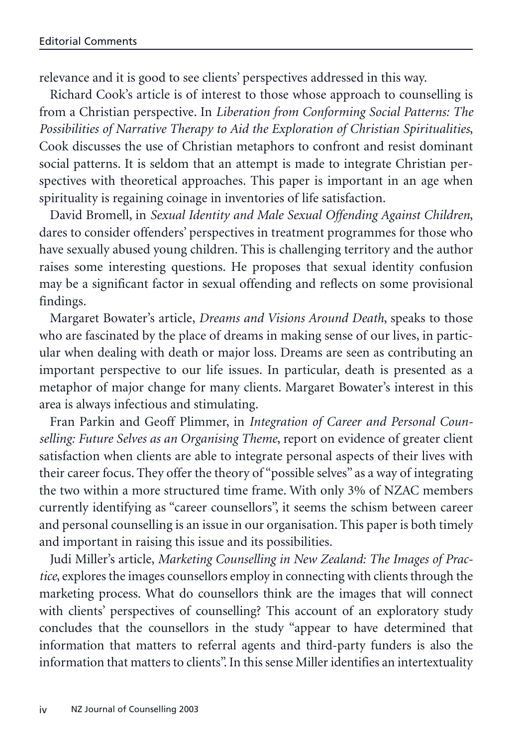relevance and it is good to see clients' perspectives addressed in this way.

Richard Cook's article is of interest to those whose approach to counselling is from a Christian perspective. In *Liberation from Conforming Social Patterns: The Possibilities of Narrative Therapy to Aid the Exploration of Christian Spiritualities*, Cook discusses the use of Christian metaphors to confront and resist dominant social patterns. It is seldom that an attempt is made to integrate Christian perspectives with theoretical approaches. This paper is important in an age when spirituality is regaining coinage in inventories of life satisfaction.

David Bromell, in *Sexual Identity and Male Sexual Offending Against Children*, dares to consider offenders' perspectives in treatment programmes for those who have sexually abused young children. This is challenging territory and the author raises some interesting questions. He proposes that sexual identity confusion may be a significant factor in sexual offending and reflects on some provisional findings.

Margaret Bowater's article, *Dreams and Visions Around Death*, speaks to those who are fascinated by the place of dreams in making sense of our lives, in particular when dealing with death or major loss. Dreams are seen as contributing an important perspective to our life issues. In particular, death is presented as a metaphor of major change for many clients. Margaret Bowater's interest in this area is always infectious and stimulating.

Fran Parkin and Geoff Plimmer, in *Integration of Career and Personal Counselling: Future Selves as an Organising Theme*, report on evidence of greater client satisfaction when clients are able to integrate personal aspects of their lives with their career focus. They offer the theory of "possible selves" as a way of integrating the two within a more structured time frame. With only 3% of NZAC members currently identifying as "career counsellors", it seems the schism between career and personal counselling is an issue in our organisation. This paper is both timely and important in raising this issue and its possibilities.

Judi Miller's article, *Marketing Counselling in New Zealand: The Images of Practice*, explores the images counsellors employ in connecting with clients through the marketing process. What do counsellors think are the images that will connect with clients' perspectives of counselling? This account of an exploratory study concludes that the counsellors in the study "appear to have determined that information that matters to referral agents and third-party funders is also the information that matters to clients". In this sense Miller identifies an intertextuality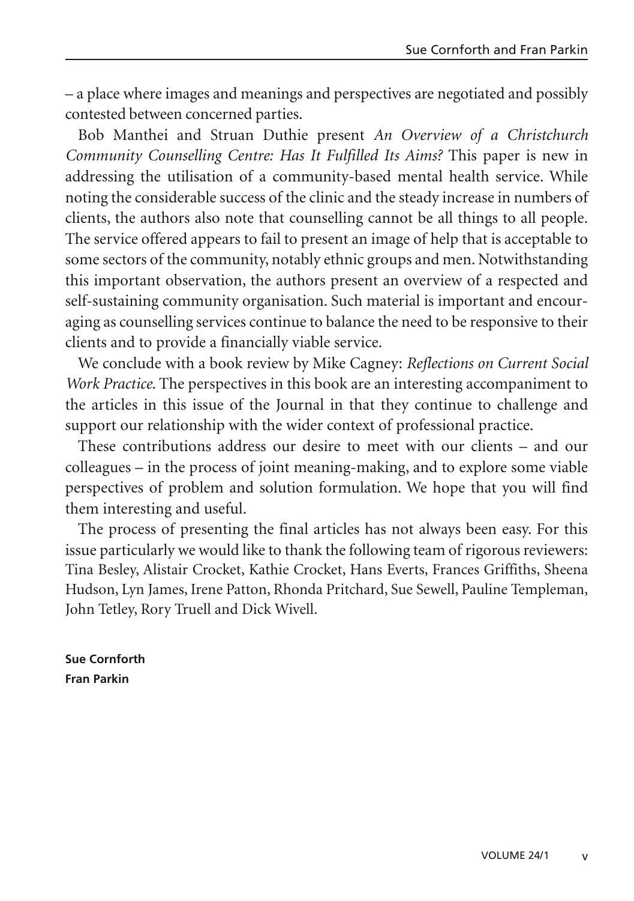– a place where images and meanings and perspectives are negotiated and possibly contested between concerned parties.

Bob Manthei and Struan Duthie present *An Overview of a Christchurch Community Counselling Centre: Has It Fulfilled Its Aims?* This paper is new in addressing the utilisation of a community-based mental health service. While noting the considerable success of the clinic and the steady increase in numbers of clients, the authors also note that counselling cannot be all things to all people. The service offered appears to fail to present an image of help that is acceptable to some sectors of the community, notably ethnic groups and men. Notwithstanding this important observation, the authors present an overview of a respected and self-sustaining community organisation. Such material is important and encouraging as counselling services continue to balance the need to be responsive to their clients and to provide a financially viable service.

We conclude with a book review by Mike Cagney: *Reflections on Current Social Work Practice*. The perspectives in this book are an interesting accompaniment to the articles in this issue of the Journal in that they continue to challenge and support our relationship with the wider context of professional practice.

These contributions address our desire to meet with our clients – and our colleagues – in the process of joint meaning-making, and to explore some viable perspectives of problem and solution formulation. We hope that you will find them interesting and useful.

The process of presenting the final articles has not always been easy. For this issue particularly we would like to thank the following team of rigorous reviewers: Tina Besley, Alistair Crocket, Kathie Crocket, Hans Everts, Frances Griffiths, Sheena Hudson, Lyn James, Irene Patton, Rhonda Pritchard, Sue Sewell, Pauline Templeman, John Tetley, Rory Truell and Dick Wivell.

**Sue Cornforth**
**Fran Parkin**